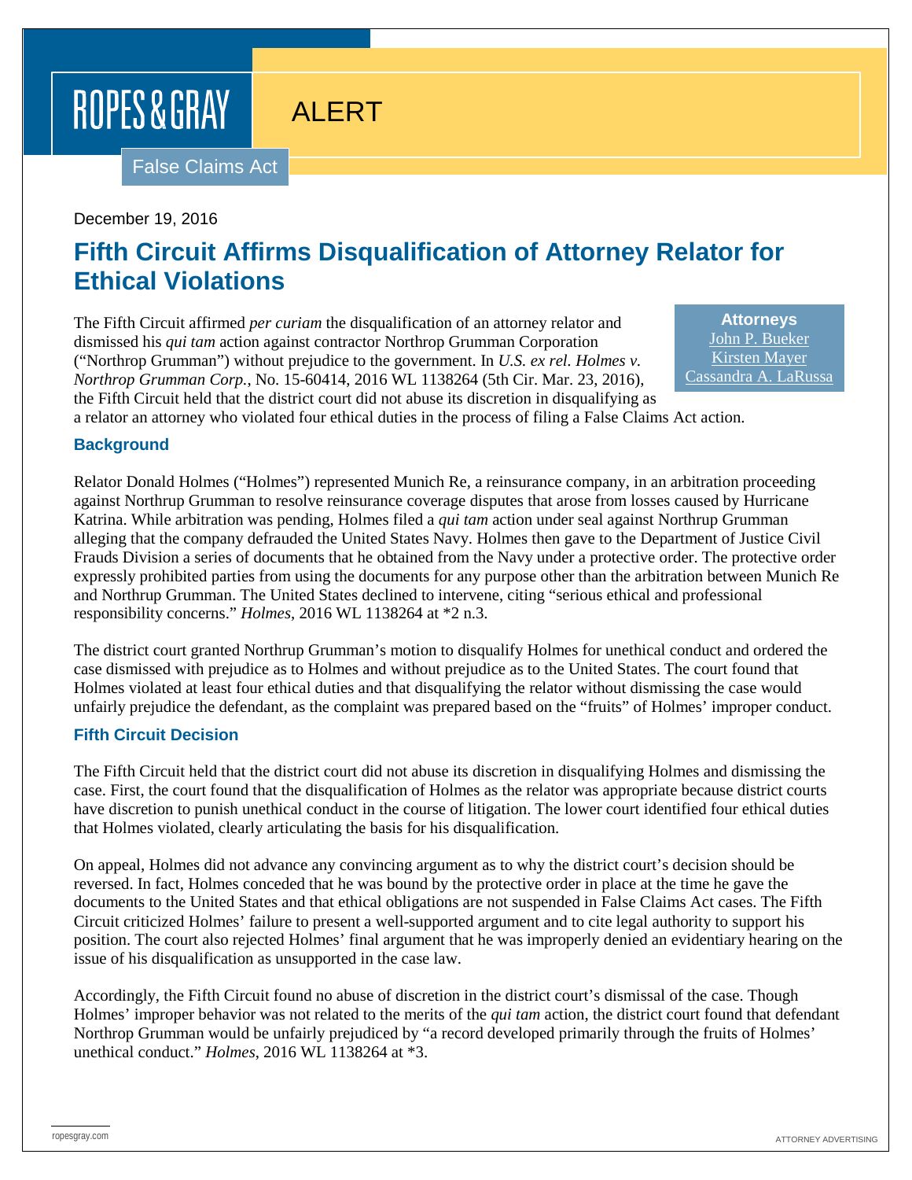ROPES & GRAY

ALERT

False Claims Act

December 19, 2016

# Fifth Circuit Affirms Disqualification of Attorney Relator for Ethical Violations

**Attorneys**
John P. Bueker
Kirsten Mayer
Cassandra A. LaRussa

The Fifth Circuit affirmed *per curiam* the disqualification of an attorney relator and dismissed his *qui tam* action against contractor Northrop Grumman Corporation ("Northrop Grumman") without prejudice to the government. In *U.S. ex rel. Holmes v. Northrop Grumman Corp.*, No. 15-60414, 2016 WL 1138264 (5th Cir. Mar. 23, 2016), the Fifth Circuit held that the district court did not abuse its discretion in disqualifying as a relator an attorney who violated four ethical duties in the process of filing a False Claims Act action.

## Background

Relator Donald Holmes ("Holmes") represented Munich Re, a reinsurance company, in an arbitration proceeding against Northrup Grumman to resolve reinsurance coverage disputes that arose from losses caused by Hurricane Katrina. While arbitration was pending, Holmes filed a *qui tam* action under seal against Northrup Grumman alleging that the company defrauded the United States Navy. Holmes then gave to the Department of Justice Civil Frauds Division a series of documents that he obtained from the Navy under a protective order. The protective order expressly prohibited parties from using the documents for any purpose other than the arbitration between Munich Re and Northrup Grumman. The United States declined to intervene, citing "serious ethical and professional responsibility concerns." *Holmes*, 2016 WL 1138264 at *2 n.3.

The district court granted Northrup Grumman's motion to disqualify Holmes for unethical conduct and ordered the case dismissed with prejudice as to Holmes and without prejudice as to the United States. The court found that Holmes violated at least four ethical duties and that disqualifying the relator without dismissing the case would unfairly prejudice the defendant, as the complaint was prepared based on the "fruits" of Holmes' improper conduct.

## Fifth Circuit Decision

The Fifth Circuit held that the district court did not abuse its discretion in disqualifying Holmes and dismissing the case. First, the court found that the disqualification of Holmes as the relator was appropriate because district courts have discretion to punish unethical conduct in the course of litigation. The lower court identified four ethical duties that Holmes violated, clearly articulating the basis for his disqualification.

On appeal, Holmes did not advance any convincing argument as to why the district court's decision should be reversed. In fact, Holmes conceded that he was bound by the protective order in place at the time he gave the documents to the United States and that ethical obligations are not suspended in False Claims Act cases. The Fifth Circuit criticized Holmes' failure to present a well-supported argument and to cite legal authority to support his position. The court also rejected Holmes' final argument that he was improperly denied an evidentiary hearing on the issue of his disqualification as unsupported in the case law.

Accordingly, the Fifth Circuit found no abuse of discretion in the district court's dismissal of the case. Though Holmes' improper behavior was not related to the merits of the *qui tam* action, the district court found that defendant Northrop Grumman would be unfairly prejudiced by "a record developed primarily through the fruits of Holmes' unethical conduct." *Holmes*, 2016 WL 1138264 at *3.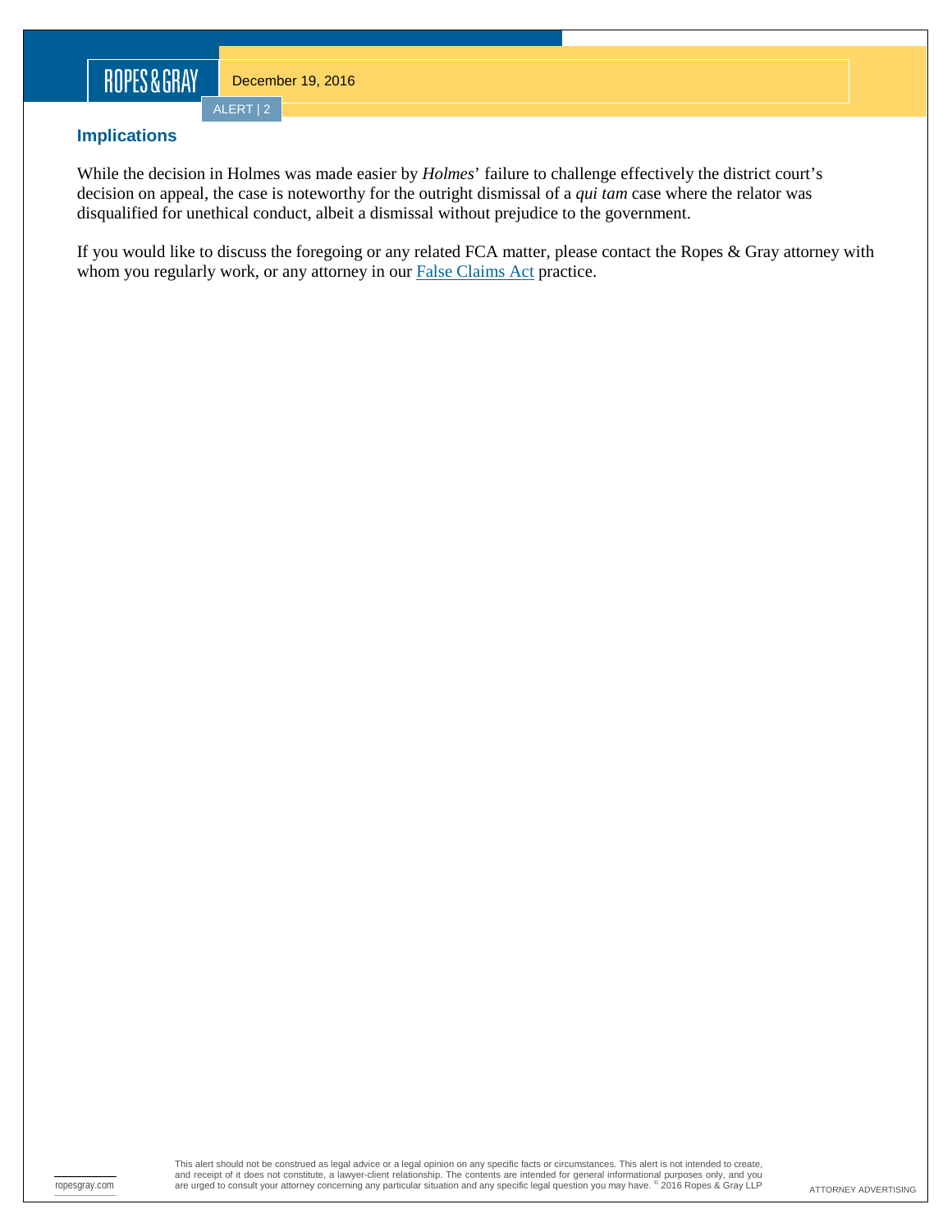## Implications

While the decision in Holmes was made easier by *Holmes*' failure to challenge effectively the district court's decision on appeal, the case is noteworthy for the outright dismissal of a *qui tam* case where the relator was disqualified for unethical conduct, albeit a dismissal without prejudice to the government.

If you would like to discuss the foregoing or any related FCA matter, please contact the Ropes & Gray attorney with whom you regularly work, or any attorney in our False Claims Act practice.

This alert should not be construed as legal advice or a legal opinion on any specific facts or circumstances. This alert is not intended to create, and receipt of it does not constitute, a lawyer-client relationship. The contents are intended for general informational purposes only, and you are urged to consult your attorney concerning any particular situation and any specific legal question you may have. © 2016 Ropes & Gray LLP

ATTORNEY ADVERTISING